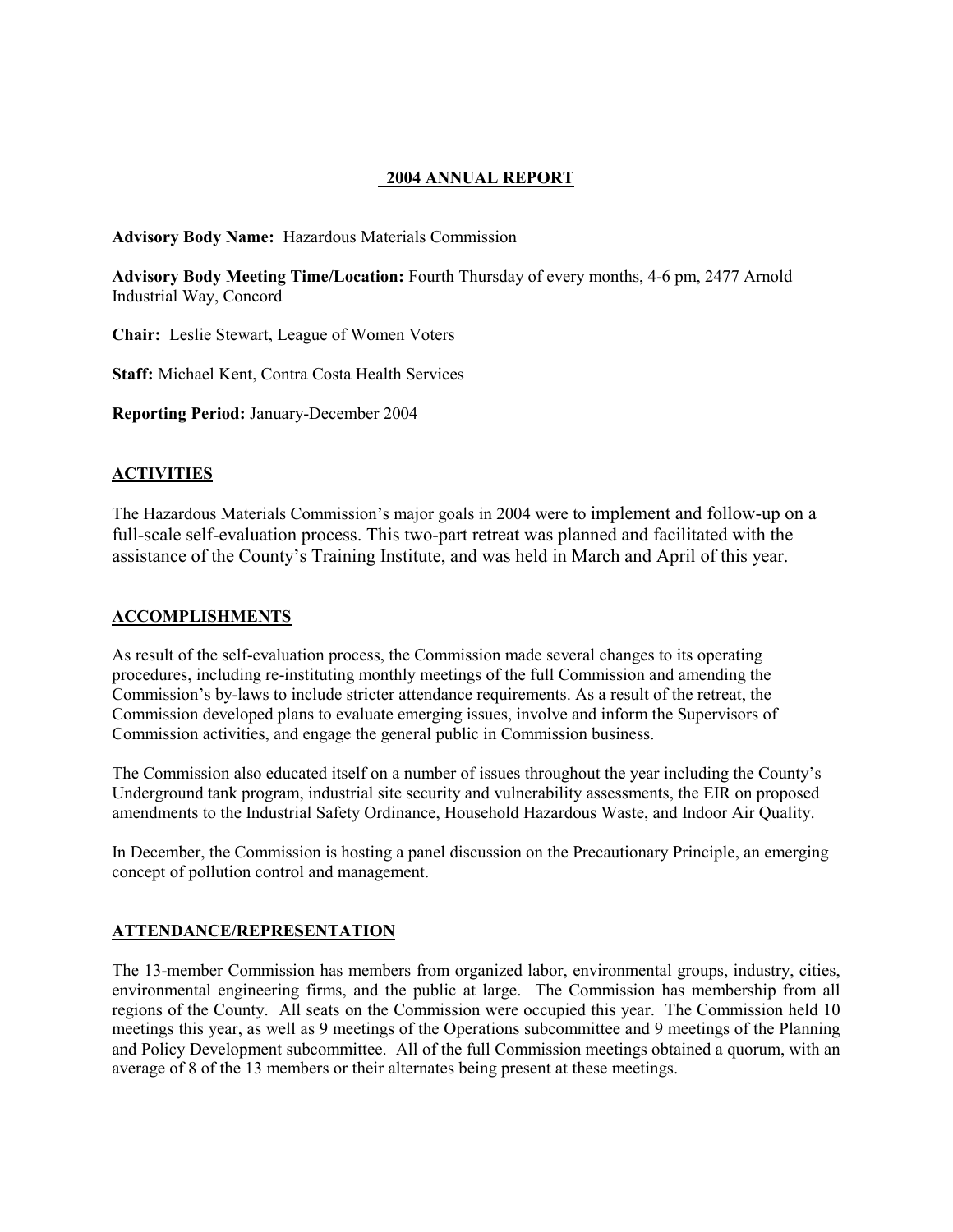# 2004 ANNUAL REPORT

**Advisory Body Name:** Hazardous Materials Commission

**Advisory Body Meeting Time/Location:** Fourth Thursday of every months, 4-6 pm, 2477 Arnold Industrial Way, Concord

**Chair:** Leslie Stewart, League of Women Voters

**Staff:** Michael Kent, Contra Costa Health Services

**Reporting Period:** January-December 2004

## ACTIVITIES

The Hazardous Materials Commission's major goals in 2004 were to implement and follow-up on a full-scale self-evaluation process. This two-part retreat was planned and facilitated with the assistance of the County's Training Institute, and was held in March and April of this year.

## ACCOMPLISHMENTS

As result of the self-evaluation process, the Commission made several changes to its operating procedures, including re-instituting monthly meetings of the full Commission and amending the Commission's by-laws to include stricter attendance requirements. As a result of the retreat, the Commission developed plans to evaluate emerging issues, involve and inform the Supervisors of Commission activities, and engage the general public in Commission business.

The Commission also educated itself on a number of issues throughout the year including the County's Underground tank program, industrial site security and vulnerability assessments, the EIR on proposed amendments to the Industrial Safety Ordinance, Household Hazardous Waste, and Indoor Air Quality.

In December, the Commission is hosting a panel discussion on the Precautionary Principle, an emerging concept of pollution control and management.

## ATTENDANCE/REPRESENTATION

The 13-member Commission has members from organized labor, environmental groups, industry, cities, environmental engineering firms, and the public at large. The Commission has membership from all regions of the County. All seats on the Commission were occupied this year. The Commission held 10 meetings this year, as well as 9 meetings of the Operations subcommittee and 9 meetings of the Planning and Policy Development subcommittee. All of the full Commission meetings obtained a quorum, with an average of 8 of the 13 members or their alternates being present at these meetings.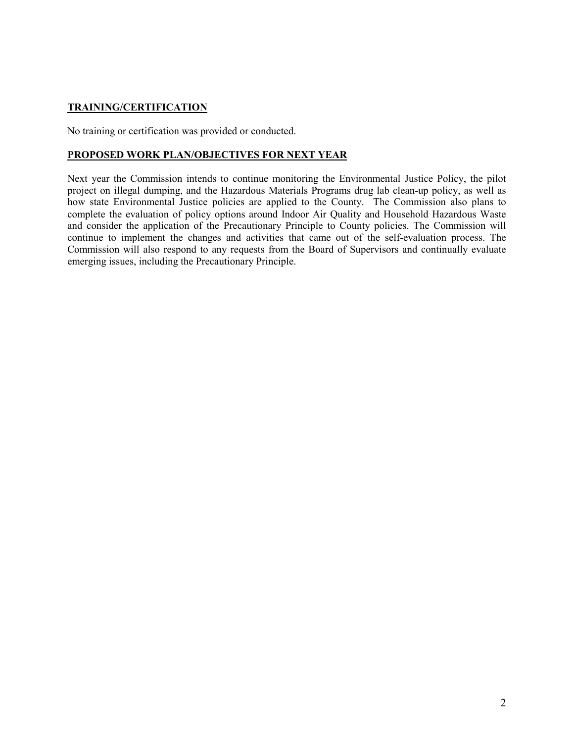## TRAINING/CERTIFICATION

No training or certification was provided or conducted.

## PROPOSED WORK PLAN/OBJECTIVES FOR NEXT YEAR

Next year the Commission intends to continue monitoring the Environmental Justice Policy, the pilot project on illegal dumping, and the Hazardous Materials Programs drug lab clean-up policy, as well as how state Environmental Justice policies are applied to the County. The Commission also plans to complete the evaluation of policy options around Indoor Air Quality and Household Hazardous Waste and consider the application of the Precautionary Principle to County policies. The Commission will continue to implement the changes and activities that came out of the self-evaluation process. The Commission will also respond to any requests from the Board of Supervisors and continually evaluate emerging issues, including the Precautionary Principle.